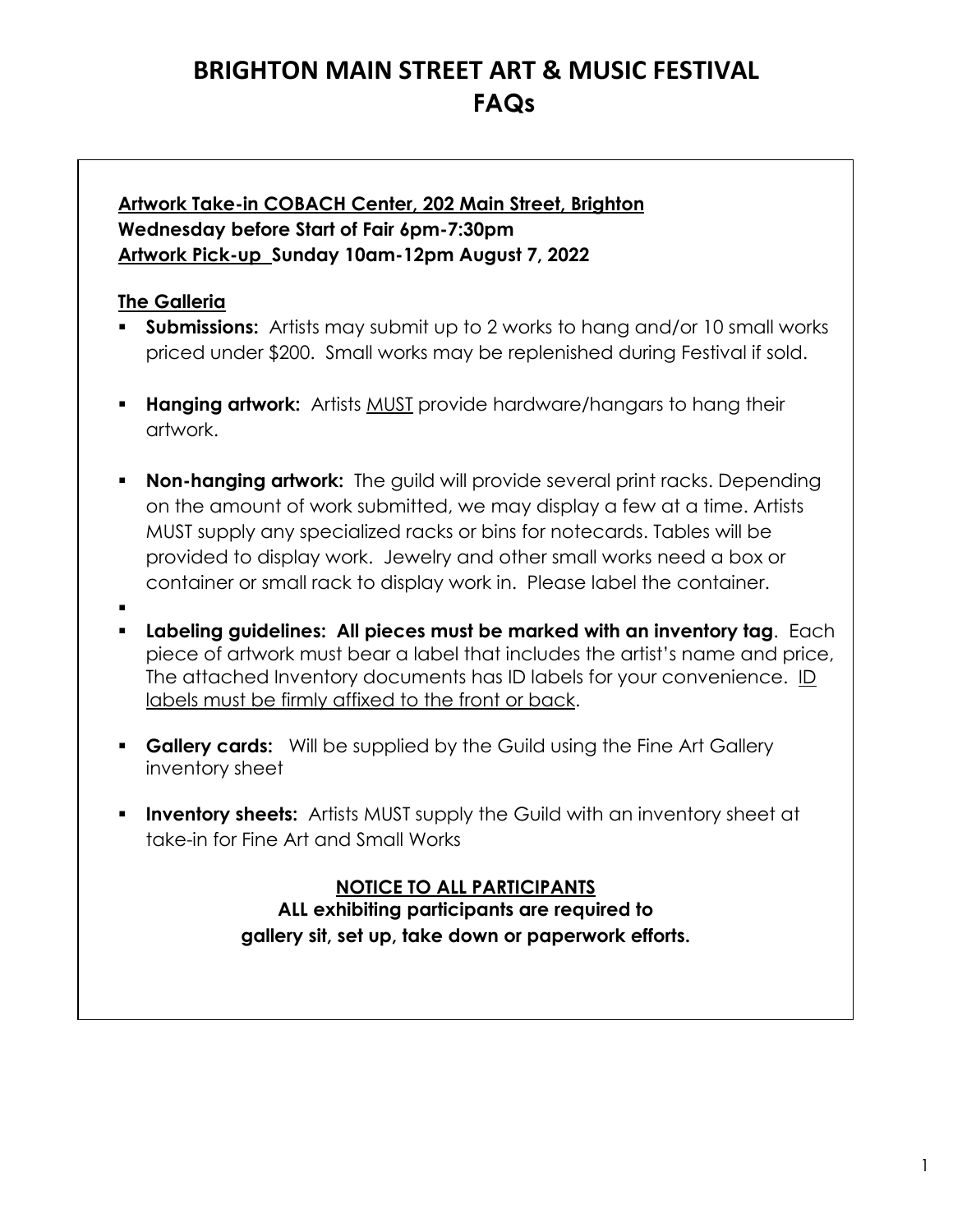# BRIGHTON MAIN STREET ART & MUSIC FESTIVAL
# FAQs

**Artwork Take-in COBACH Center, 202 Main Street, Brighton**
**Wednesday before Start of Fair 6pm-7:30pm**
**Artwork Pick-up Sunday 10am-12pm August 7, 2022**

## The Galleria

- **Submissions:** Artists may submit up to 2 works to hang and/or 10 small works priced under $200. Small works may be replenished during Festival if sold.
- **Hanging artwork:** Artists MUST provide hardware/hangars to hang their artwork.
- **Non-hanging artwork:** The guild will provide several print racks. Depending on the amount of work submitted, we may display a few at a time. Artists MUST supply any specialized racks or bins for notecards. Tables will be provided to display work. Jewelry and other small works need a box or container or small rack to display work in. Please label the container.
- **Labeling guidelines: All pieces must be marked with an inventory tag**. Each piece of artwork must bear a label that includes the artist's name and price, The attached Inventory documents has ID labels for your convenience. ID labels must be firmly affixed to the front or back.
- **Gallery cards:** Will be supplied by the Guild using the Fine Art Gallery inventory sheet
- **Inventory sheets:** Artists MUST supply the Guild with an inventory sheet at take-in for Fine Art and Small Works

**NOTICE TO ALL PARTICIPANTS**

**ALL exhibiting participants are required to gallery sit, set up, take down or paperwork efforts.**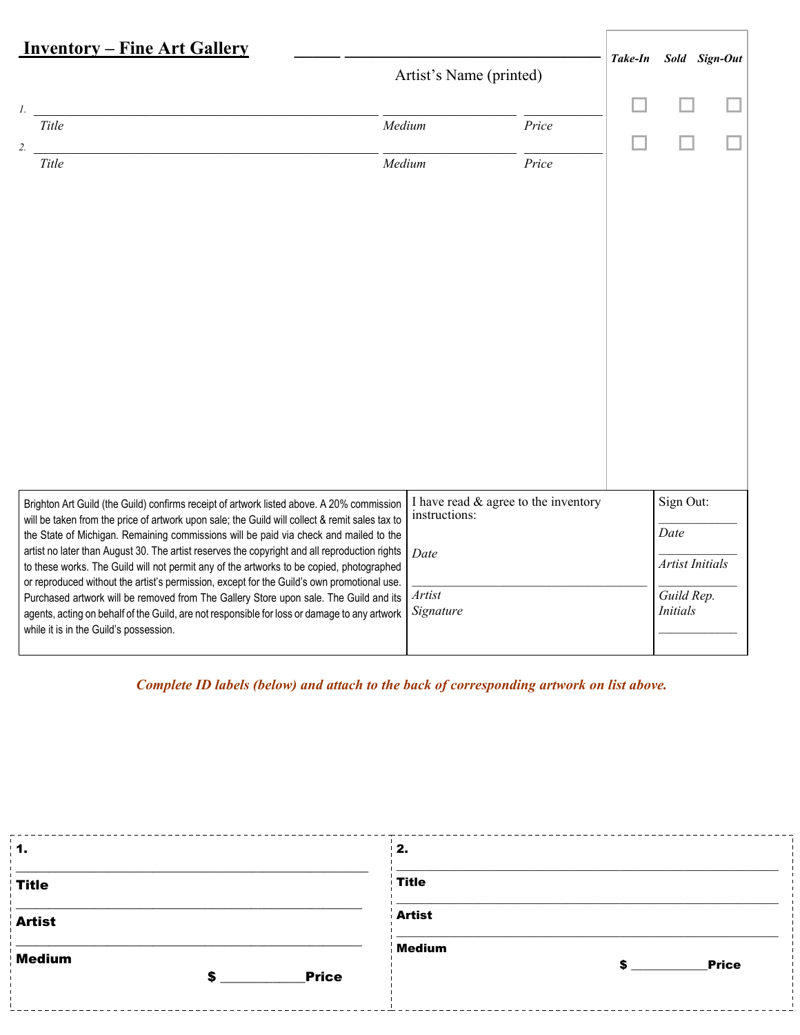# Inventory – Fine Art Gallery

_____ ________________________________

Artist's Name (printed)

| | Title | Medium | Price | Take-In | Sold | Sign-Out |
|---|---|---|---|---|---|---|
| 1. | ______________________ | ____________ | ________ | ☐ | ☐ | ☐ |
| 2. | ______________________ | ____________ | ________ | ☐ | ☐ | ☐ |

| | | |
|---|---|---|
| Brighton Art Guild (the Guild) confirms receipt of artwork listed above. A 20% commission will be taken from the price of artwork upon sale; the Guild will collect & remit sales tax to the State of Michigan. Remaining commissions will be paid via check and mailed to the artist no later than August 30. The artist reserves the copyright and all reproduction rights to these works. The Guild will not permit any of the artworks to be copied, photographed or reproduced without the artist's permission, except for the Guild's own promotional use. Purchased artwork will be removed from The Gallery Store upon sale. The Guild and its agents, acting on behalf of the Guild, are not responsible for loss or damage to any artwork while it is in the Guild's possession. | I have read & agree to the inventory instructions:<br><br>*Date*<br><br>________________________<br>*Artist Signature* | Sign Out:<br>__________<br>*Date*<br>__________<br>*Artist Initials*<br>__________<br>*Guild Rep. Initials*<br>__________ |

***Complete ID labels (below) and attach to the back of corresponding artwork on list above.***

| 1. | 2. |
|---|---|
| ______________________<br>**Title**<br>______________________<br>**Artist**<br>______________________<br>**Medium**<br>**$** __________**Price** | ______________________<br>**Title**<br>______________________<br>**Artist**<br>______________________<br>**Medium**<br>**$** __________**Price** |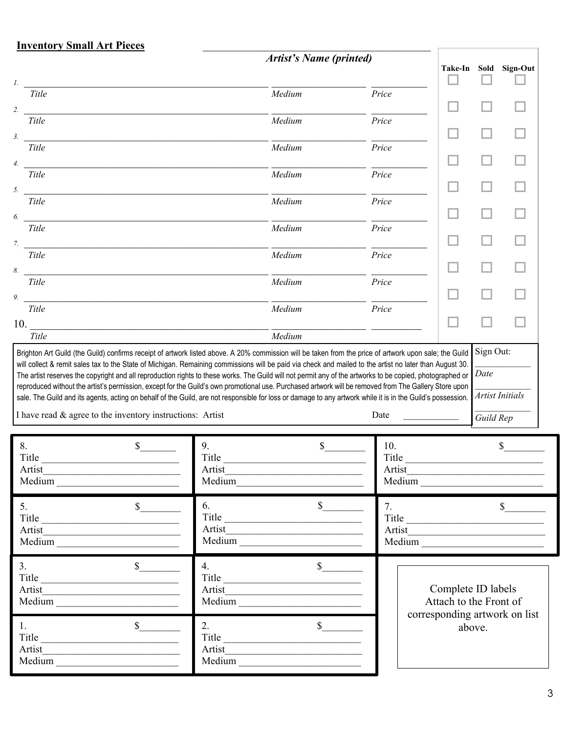**Inventory Small Art Pieces**

_______________________________________
*Artist's Name (printed)*

| # | Title | Medium | Price | Take-In | Sold | Sign-Out |
|---|---|---|---|---|---|---|
| 1. | | | | ☐ | ☐ | ☐ |
| 2. | | | | ☐ | ☐ | ☐ |
| 3. | | | | ☐ | ☐ | ☐ |
| 4. | | | | ☐ | ☐ | ☐ |
| 5. | | | | ☐ | ☐ | ☐ |
| 6. | | | | ☐ | ☐ | ☐ |
| 7. | | | | ☐ | ☐ | ☐ |
| 8. | | | | ☐ | ☐ | ☐ |
| 9. | | | | ☐ | ☐ | ☐ |
| 10. | | | | ☐ | ☐ | ☐ |

Brighton Art Guild (the Guild) confirms receipt of artwork listed above. A 20% commission will be taken from the price of artwork upon sale; the Guild will collect & remit sales tax to the State of Michigan. Remaining commissions will be paid via check and mailed to the artist no later than August 30. The artist reserves the copyright and all reproduction rights to these works. The Guild will not permit any of the artworks to be copied, photographed or reproduced without the artist's permission, except for the Guild's own promotional use. Purchased artwork will be removed from The Gallery Store upon sale. The Guild and its agents, acting on behalf of the Guild, are not responsible for loss or damage to any artwork while it is in the Guild's possession.

I have read & agree to the inventory instructions: Artist ____________________ Date ____________

Sign Out:

____________ *Date*

____________ *Artist Initials*

____________ *Guild Rep*

| | | |
|---|---|---|
| 8. $_______<br>Title ____________<br>Artist ____________<br>Medium ____________ | 9. $_______<br>Title ____________<br>Artist ____________<br>Medium ____________ | 10. $_______<br>Title ____________<br>Artist ____________<br>Medium ____________ |
| 5. $_______<br>Title ____________<br>Artist ____________<br>Medium ____________ | 6. $_______<br>Title ____________<br>Artist ____________<br>Medium ____________ | 7. $_______<br>Title ____________<br>Artist ____________<br>Medium ____________ |
| 3. $_______<br>Title ____________<br>Artist ____________<br>Medium ____________ | 4. $_______<br>Title ____________<br>Artist ____________<br>Medium ____________ | Complete ID labels Attach to the Front of corresponding artwork on list above. |
| 1. $_______<br>Title ____________<br>Artist ____________<br>Medium ____________ | 2. $_______<br>Title ____________<br>Artist ____________<br>Medium ____________ | |